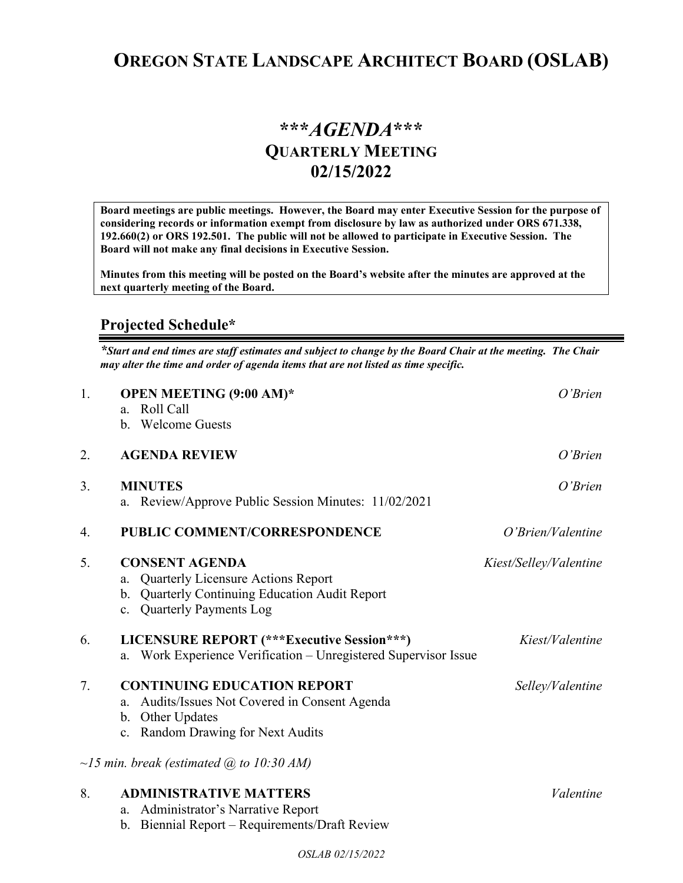# OREGON STATE LANDSCAPE ARCHITECT BOARD (OSLAB)

## ****AGENDA****
## QUARTERLY MEETING
## 02/15/2022

**Board meetings are public meetings. However, the Board may enter Executive Session for the purpose of considering records or information exempt from disclosure by law as authorized under ORS 671.338, 192.660(2) or ORS 192.501. The public will not be allowed to participate in Executive Session. The Board will not make any final decisions in Executive Session.**

**Minutes from this meeting will be posted on the Board's website after the minutes are approved at the next quarterly meeting of the Board.**

## Projected Schedule*

***Start and end times are staff estimates and subject to change by the Board Chair at the meeting. The Chair may alter the time and order of agenda items that are not listed as time specific.***

1. **OPEN MEETING (9:00 AM)*** — *O'Brien*
   a. Roll Call
   b. Welcome Guests

2. **AGENDA REVIEW** — *O'Brien*

3. **MINUTES** — *O'Brien*
   a. Review/Approve Public Session Minutes: 11/02/2021

4. **PUBLIC COMMENT/CORRESPONDENCE** — *O'Brien/Valentine*

5. **CONSENT AGENDA** — *Kiest/Selley/Valentine*
   a. Quarterly Licensure Actions Report
   b. Quarterly Continuing Education Audit Report
   c. Quarterly Payments Log

6. **LICENSURE REPORT (***Executive Session***)** — *Kiest/Valentine*
   a. Work Experience Verification – Unregistered Supervisor Issue

7. **CONTINUING EDUCATION REPORT** — *Selley/Valentine*
   a. Audits/Issues Not Covered in Consent Agenda
   b. Other Updates
   c. Random Drawing for Next Audits

*~15 min. break (estimated @ to 10:30 AM)*

8. **ADMINISTRATIVE MATTERS** — *Valentine*
   a. Administrator's Narrative Report
   b. Biennial Report – Requirements/Draft Review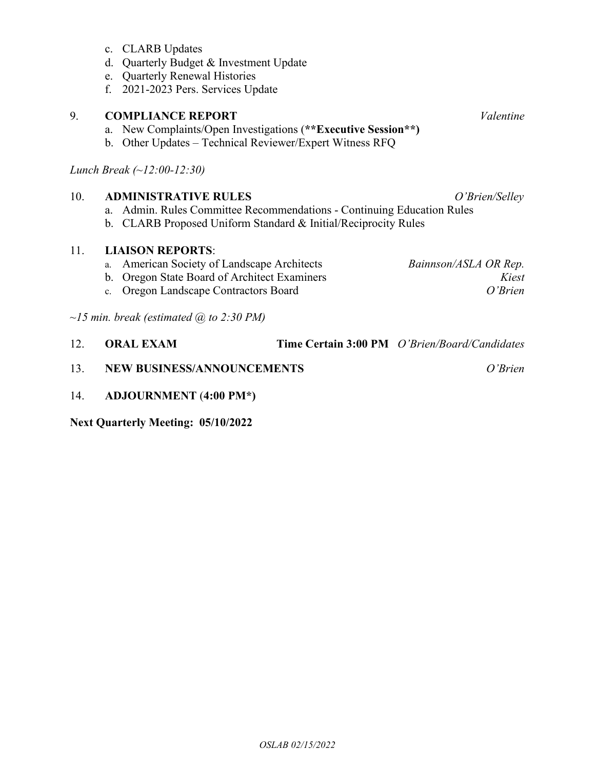c. CLARB Updates
d. Quarterly Budget & Investment Update
e. Quarterly Renewal Histories
f. 2021-2023 Pers. Services Update

9. **COMPLIANCE REPORT** *Valentine*
   a. New Complaints/Open Investigations (**Executive Session**)
   b. Other Updates – Technical Reviewer/Expert Witness RFQ

*Lunch Break (~12:00-12:30)*

10. **ADMINISTRATIVE RULES** *O'Brien/Selley*
    a. Admin. Rules Committee Recommendations - Continuing Education Rules
    b. CLARB Proposed Uniform Standard & Initial/Reciprocity Rules

11. **LIAISON REPORTS**:
    a. American Society of Landscape Architects *Bainnson/ASLA OR Rep.*
    b. Oregon State Board of Architect Examiners *Kiest*
    c. Oregon Landscape Contractors Board *O'Brien*

*~15 min. break (estimated @ to 2:30 PM)*

12. **ORAL EXAM** **Time Certain 3:00 PM** *O'Brien/Board/Candidates*

13. **NEW BUSINESS/ANNOUNCEMENTS** *O'Brien*

14. **ADJOURNMENT (4:00 PM*)**

**Next Quarterly Meeting: 05/10/2022**